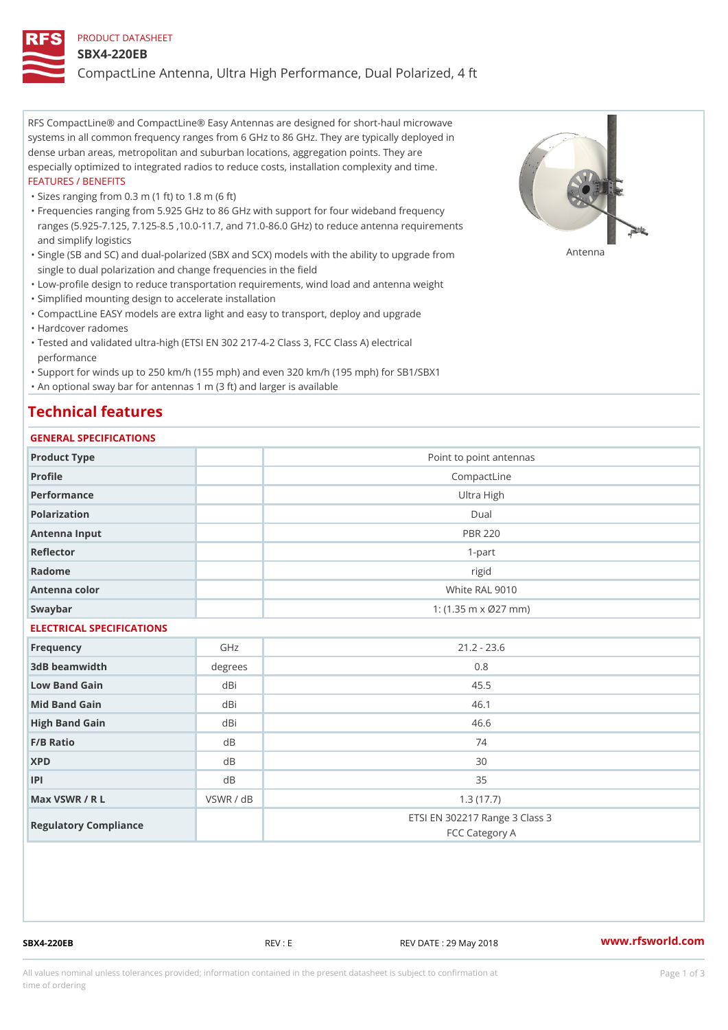PRODUCT DATASHEET

# SBX4-220EB

CompactLine Antenna, Ultra High Performance, Dual Polarized, 4 ft

RFS CompactLine® and CompactLine® Easy Antennas are designed for short-haul microwave systems in all common frequency ranges from 6 GHz to 86 GHz. They are typically deployed in dense urban areas, metropolitan and suburban locations, aggregation points. They are especially optimized to integrated radios to reduce costs, installation complexity and time.

FEATURES / BENEFITS

- Sizes ranging from 0.3 m (1 ft) to 1.8 m (6 ft)
- Frequencies ranging from 5.925 GHz to 86 GHz with support for four wideband frequency ranges (5.925-7.125, 7.125-8.5 ,10.0-11.7, and 71.0-86.0 GHz) to reduce antenna requirements and simplify logistics
- Single (SB and SC) and dual-polarized (SBX and SCX) models with the ability to upgrade from single to dual polarization and change frequencies in the field
- Low-profile design to reduce transportation requirements, wind load and antenna weight
- Simplified mounting design to accelerate installation
- CompactLine EASY models are extra light and easy to transport, deploy and upgrade
- Hardcover radomes
- Tested and validated ultra-high (ETSI EN 302 217-4-2 Class 3, FCC Class A) electrical performance
- Support for winds up to 250 km/h (155 mph) and even 320 km/h (195 mph) for SB1/SBX1
- An optional sway bar for antennas 1 m (3 ft) and larger is available

Antenna

## Technical features

### GENERAL SPECIFICATIONS

| | | |
|---|---|---|
| Product Type | | Point to point antennas |
| Profile | | CompactLine |
| Performance | | Ultra High |
| Polarization | | Dual |
| Antenna Input | | PBR 220 |
| Reflector | | 1-part |
| Radome | | rigid |
| Antenna color | | White RAL 9010 |
| Swaybar | | 1: (1.35 m x Ø27 mm) |

### ELECTRICAL SPECIFICATIONS

| | | |
|---|---|---|
| Frequency | GHz | 21.2 - 23.6 |
| 3dB beamwidth | degrees | 0.8 |
| Low Band Gain | dBi | 45.5 |
| Mid Band Gain | dBi | 46.1 |
| High Band Gain | dBi | 46.6 |
| F/B Ratio | dB | 74 |
| XPD | dB | 30 |
| IPI | dB | 35 |
| Max VSWR / R L | VSWR / dB | 1.3 (17.7) |
| Regulatory Compliance | | ETSI EN 302217 Range 3 Class 3<br>FCC Category A |

SBX4-220EB REV : E REV DATE : 29 May 2018 www.rfsworld.com

All values nominal unless tolerances provided; information contained in the present datasheet is subject to confirmation at time of ordering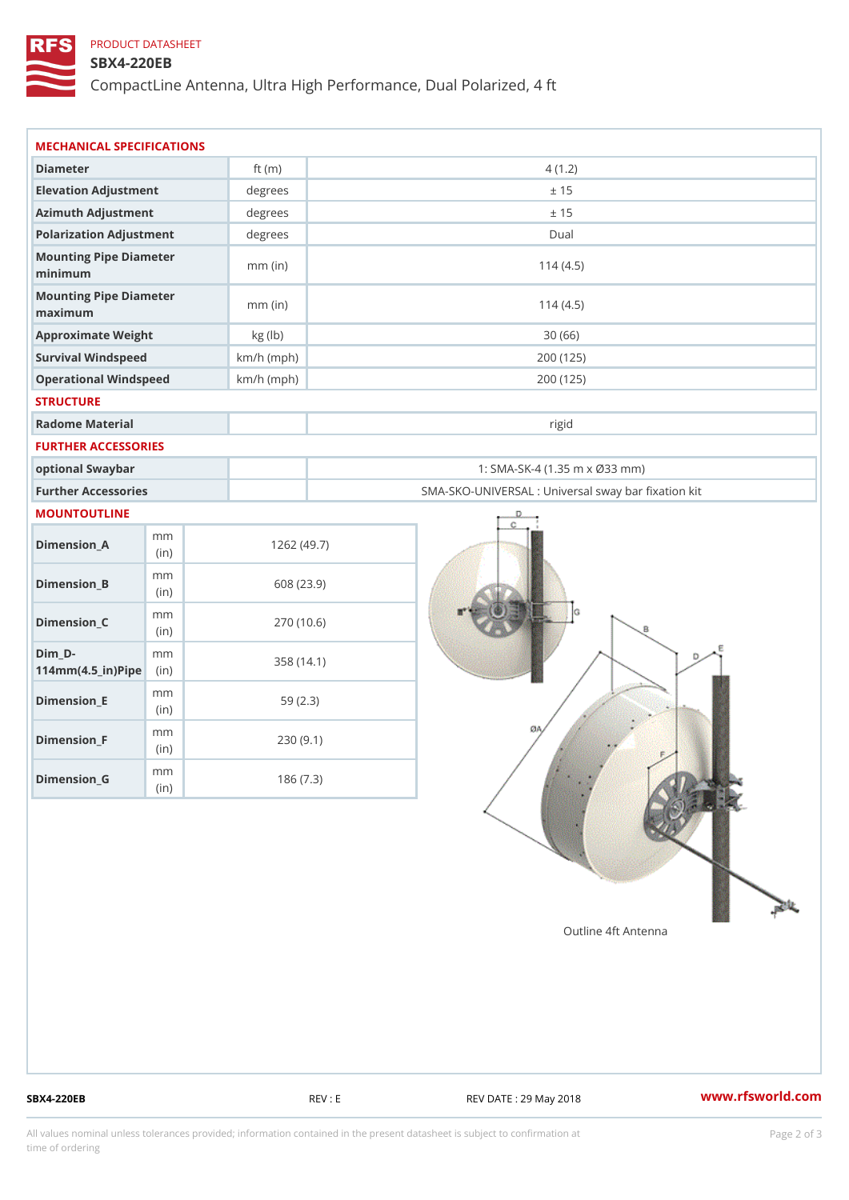PRODUCT DATASHEET

# SBX4-220EB

CompactLine Antenna, Ultra High Performance, Dual Polarized, 4 ft

## MECHANICAL SPECIFICATIONS

| | | |
|---|---|---|
| Diameter | ft (m) | 4 (1.2) |
| Elevation Adjustment | degrees | ± 15 |
| Azimuth Adjustment | degrees | ± 15 |
| Polarization Adjustment | degrees | Dual |
| Mounting Pipe Diameter minimum | mm (in) | 114 (4.5) |
| Mounting Pipe Diameter maximum | mm (in) | 114 (4.5) |
| Approximate Weight | kg (lb) | 30 (66) |
| Survival Windspeed | km/h (mph) | 200 (125) |
| Operational Windspeed | km/h (mph) | 200 (125) |

## STRUCTURE

| | | |
|---|---|---|
| Radome Material | | rigid |

## FURTHER ACCESSORIES

| | | |
|---|---|---|
| optional Swaybar | | 1: SMA-SK-4 (1.35 m x Ø33 mm) |
| Further Accessories | | SMA-SKO-UNIVERSAL : Universal sway bar fixation kit |

## MOUNTOUTLINE

| | | |
|---|---|---|
| Dimension_A | mm (in) | 1262 (49.7) |
| Dimension_B | mm (in) | 608 (23.9) |
| Dimension_C | mm (in) | 270 (10.6) |
| Dim_D-114mm(4.5_in)Pipe | mm (in) | 358 (14.1) |
| Dimension_E | mm (in) | 59 (2.3) |
| Dimension_F | mm (in) | 230 (9.1) |
| Dimension_G | mm (in) | 186 (7.3) |

Outline 4ft Antenna

SBX4-220EB REV : E REV DATE : 29 May 2018 www.rfsworld.com

All values nominal unless tolerances provided; information contained in the present datasheet is subject to confirmation at time of ordering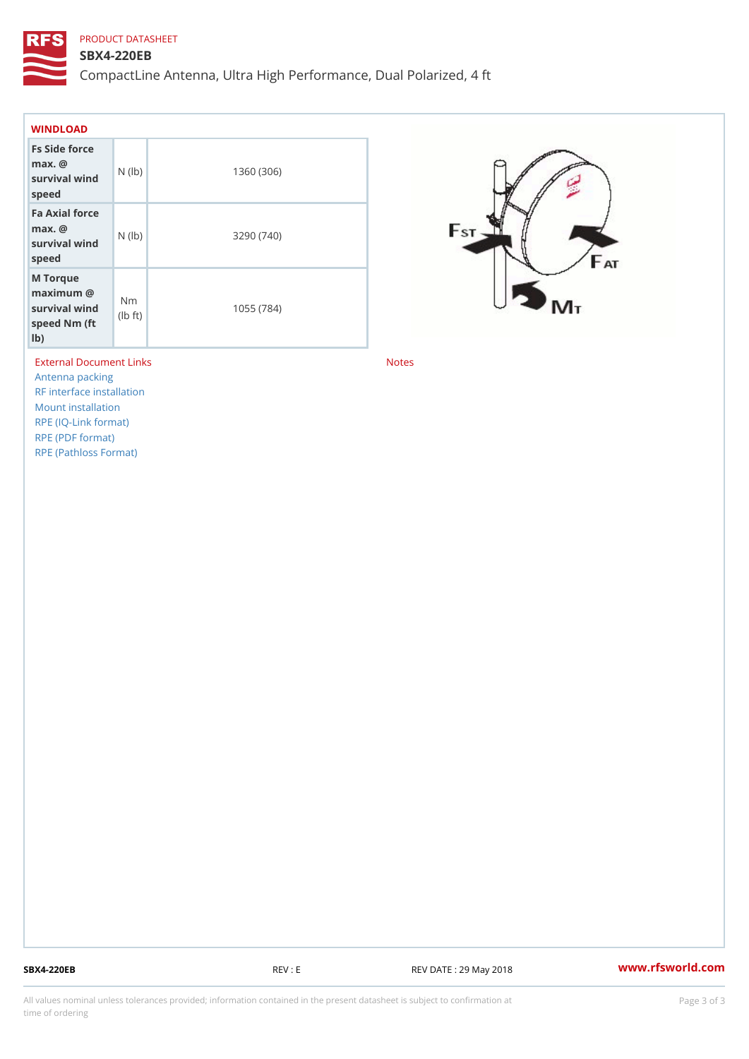PRODUCT DATASHEET

# SBX4-220EB

CompactLine Antenna, Ultra High Performance, Dual Polarized, 4 ft

## WINDLOAD

| | | |
|---|---|---|
| Fs Side force max. @ survival wind speed | N (lb) | 1360 (306) |
| Fa Axial force max. @ survival wind speed | N (lb) | 3290 (740) |
| M Torque maximum @ survival wind speed Nm (ft lb) | Nm (lb ft) | 1055 (784) |

FST

FAT

MT

External Document Links

- Antenna packing
- RF interface installation
- Mount installation
- RPE (IQ-Link format)
- RPE (PDF format)
- RPE (Pathloss Format)

Notes

SBX4-220EB REV : E REV DATE : 29 May 2018 www.rfsworld.com

All values nominal unless tolerances provided; information contained in the present datasheet is subject to confirmation at time of ordering